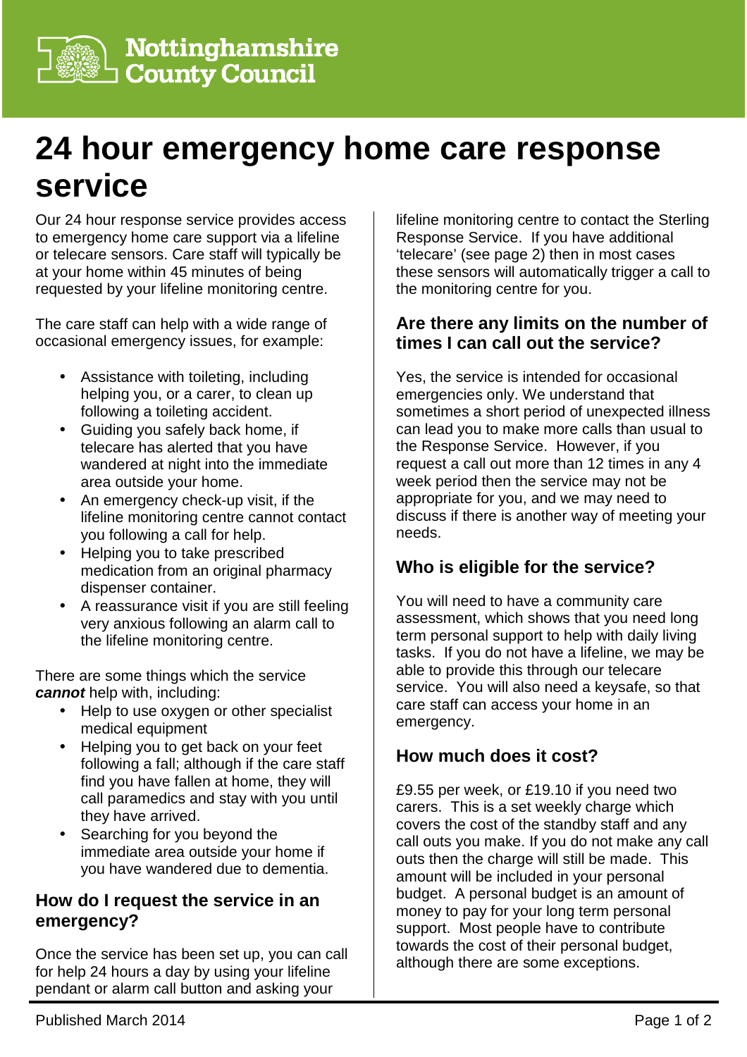Nottinghamshire County Council

# 24 hour emergency home care response service

Our 24 hour response service provides access to emergency home care support via a lifeline or telecare sensors. Care staff will typically be at your home within 45 minutes of being requested by your lifeline monitoring centre.

The care staff can help with a wide range of occasional emergency issues, for example:

- Assistance with toileting, including helping you, or a carer, to clean up following a toileting accident.
- Guiding you safely back home, if telecare has alerted that you have wandered at night into the immediate area outside your home.
- An emergency check-up visit, if the lifeline monitoring centre cannot contact you following a call for help.
- Helping you to take prescribed medication from an original pharmacy dispenser container.
- A reassurance visit if you are still feeling very anxious following an alarm call to the lifeline monitoring centre.

There are some things which the service ***cannot*** help with, including:

- Help to use oxygen or other specialist medical equipment
- Helping you to get back on your feet following a fall; although if the care staff find you have fallen at home, they will call paramedics and stay with you until they have arrived.
- Searching for you beyond the immediate area outside your home if you have wandered due to dementia.

## How do I request the service in an emergency?

Once the service has been set up, you can call for help 24 hours a day by using your lifeline pendant or alarm call button and asking your lifeline monitoring centre to contact the Sterling Response Service. If you have additional 'telecare' (see page 2) then in most cases these sensors will automatically trigger a call to the monitoring centre for you.

## Are there any limits on the number of times I can call out the service?

Yes, the service is intended for occasional emergencies only. We understand that sometimes a short period of unexpected illness can lead you to make more calls than usual to the Response Service. However, if you request a call out more than 12 times in any 4 week period then the service may not be appropriate for you, and we may need to discuss if there is another way of meeting your needs.

## Who is eligible for the service?

You will need to have a community care assessment, which shows that you need long term personal support to help with daily living tasks. If you do not have a lifeline, we may be able to provide this through our telecare service. You will also need a keysafe, so that care staff can access your home in an emergency.

## How much does it cost?

£9.55 per week, or £19.10 if you need two carers. This is a set weekly charge which covers the cost of the standby staff and any call outs you make. If you do not make any call outs then the charge will still be made. This amount will be included in your personal budget. A personal budget is an amount of money to pay for your long term personal support. Most people have to contribute towards the cost of their personal budget, although there are some exceptions.

Published March 2014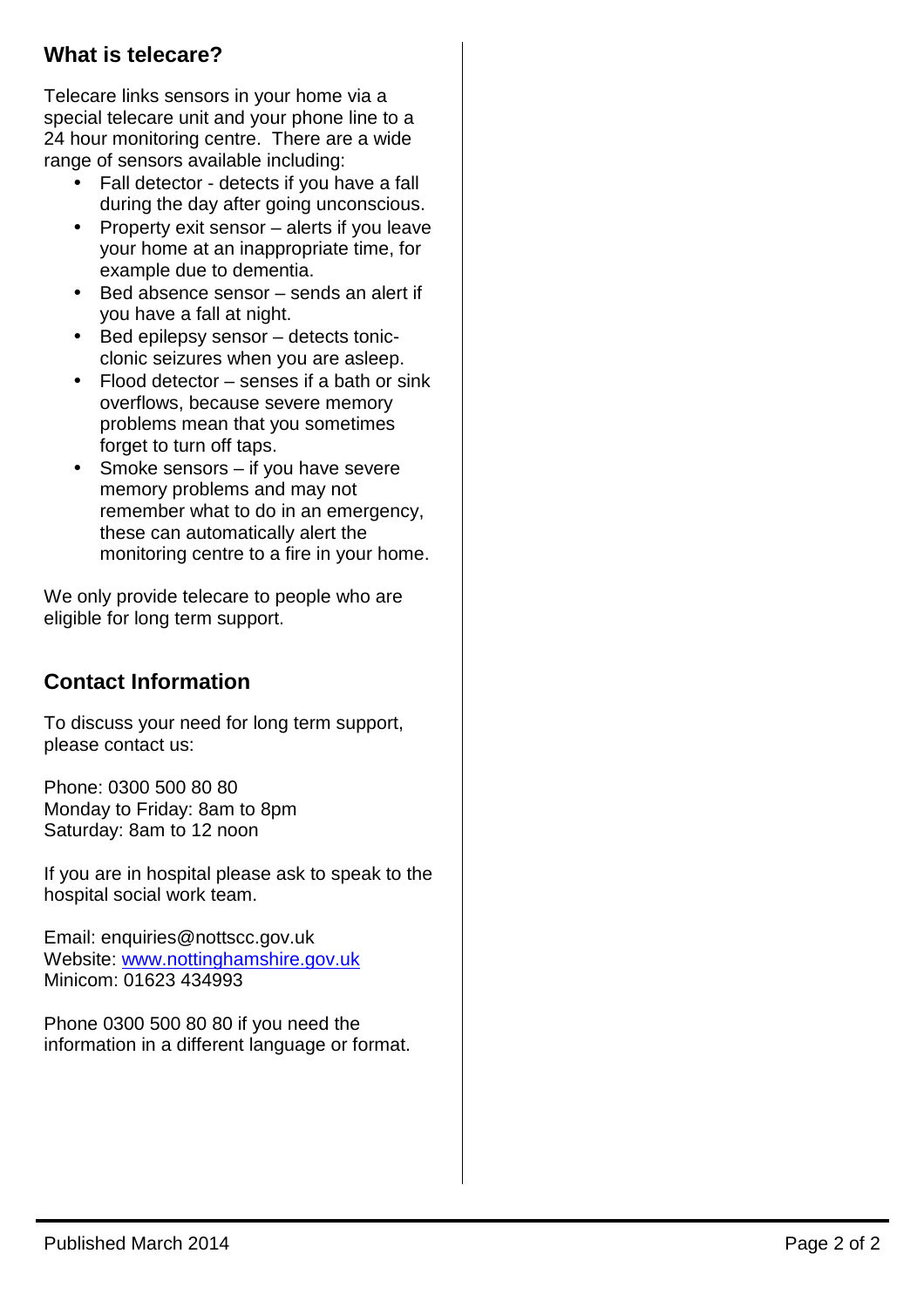## What is telecare?

Telecare links sensors in your home via a special telecare unit and your phone line to a 24 hour monitoring centre. There are a wide range of sensors available including:

- Fall detector - detects if you have a fall during the day after going unconscious.
- Property exit sensor – alerts if you leave your home at an inappropriate time, for example due to dementia.
- Bed absence sensor – sends an alert if you have a fall at night.
- Bed epilepsy sensor – detects tonic-clonic seizures when you are asleep.
- Flood detector – senses if a bath or sink overflows, because severe memory problems mean that you sometimes forget to turn off taps.
- Smoke sensors – if you have severe memory problems and may not remember what to do in an emergency, these can automatically alert the monitoring centre to a fire in your home.

We only provide telecare to people who are eligible for long term support.

## Contact Information

To discuss your need for long term support, please contact us:

Phone: 0300 500 80 80
Monday to Friday: 8am to 8pm
Saturday: 8am to 12 noon

If you are in hospital please ask to speak to the hospital social work team.

Email: enquiries@nottscc.gov.uk
Website: [www.nottinghamshire.gov.uk](http://www.nottinghamshire.gov.uk)
Minicom: 01623 434993

Phone 0300 500 80 80 if you need the information in a different language or format.

Published March 2014